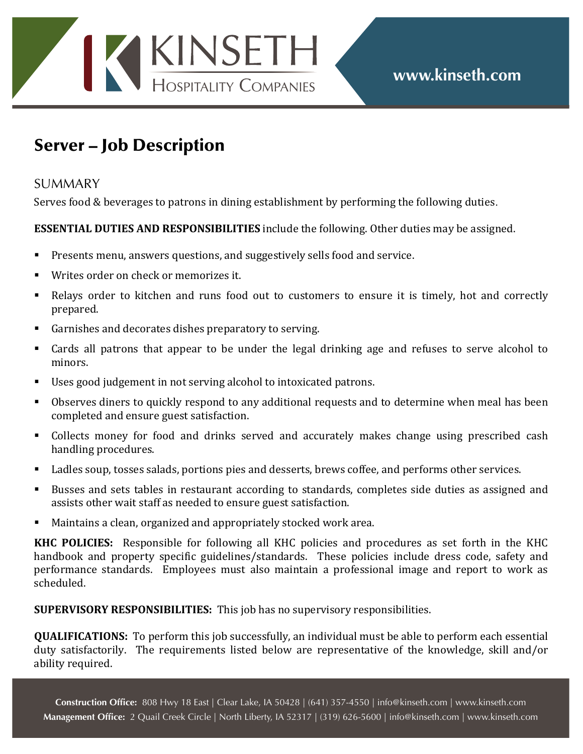# Server – Job Description

## SUMMARY

Serves food & beverages to patrons in dining establishment by performing the following duties.

**ESSENTIAL DUTIES AND RESPONSIBILITIES** include the following. Other duties may be assigned.

- Presents menu, answers questions, and suggestively sells food and service.
- Writes order on check or memorizes it.
- Relays order to kitchen and runs food out to customers to ensure it is timely, hot and correctly prepared.
- Garnishes and decorates dishes preparatory to serving.
- Cards all patrons that appear to be under the legal drinking age and refuses to serve alcohol to minors.
- Uses good judgement in not serving alcohol to intoxicated patrons.
- Observes diners to quickly respond to any additional requests and to determine when meal has been completed and ensure guest satisfaction.
- Collects money for food and drinks served and accurately makes change using prescribed cash handling procedures.
- Ladles soup, tosses salads, portions pies and desserts, brews coffee, and performs other services.
- Busses and sets tables in restaurant according to standards, completes side duties as assigned and assists other wait staff as needed to ensure guest satisfaction.
- Maintains a clean, organized and appropriately stocked work area.

**KHC POLICIES:** Responsible for following all KHC policies and procedures as set forth in the KHC handbook and property specific guidelines/standards. These policies include dress code, safety and performance standards. Employees must also maintain a professional image and report to work as scheduled.

**SUPERVISORY RESPONSIBILITIES:** This job has no supervisory responsibilities.

**QUALIFICATIONS:** To perform this job successfully, an individual must be able to perform each essential duty satisfactorily. The requirements listed below are representative of the knowledge, skill and/or ability required.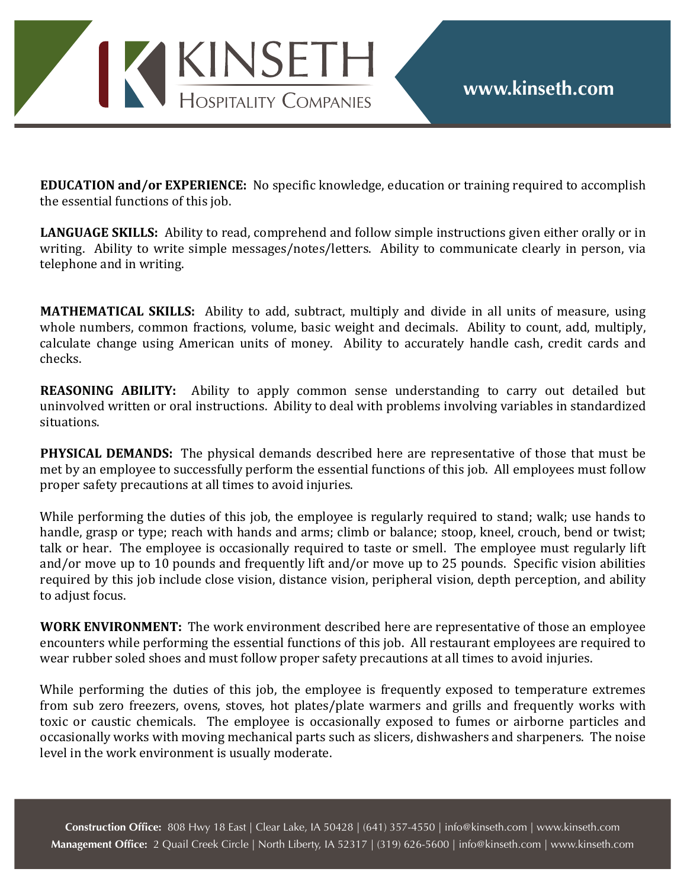**EDUCATION and/or EXPERIENCE:** No specific knowledge, education or training required to accomplish the essential functions of this job.

**LANGUAGE SKILLS:** Ability to read, comprehend and follow simple instructions given either orally or in writing. Ability to write simple messages/notes/letters. Ability to communicate clearly in person, via telephone and in writing.

**MATHEMATICAL SKILLS:** Ability to add, subtract, multiply and divide in all units of measure, using whole numbers, common fractions, volume, basic weight and decimals. Ability to count, add, multiply, calculate change using American units of money. Ability to accurately handle cash, credit cards and checks.

**REASONING ABILITY:** Ability to apply common sense understanding to carry out detailed but uninvolved written or oral instructions. Ability to deal with problems involving variables in standardized situations.

**PHYSICAL DEMANDS:** The physical demands described here are representative of those that must be met by an employee to successfully perform the essential functions of this job. All employees must follow proper safety precautions at all times to avoid injuries.

While performing the duties of this job, the employee is regularly required to stand; walk; use hands to handle, grasp or type; reach with hands and arms; climb or balance; stoop, kneel, crouch, bend or twist; talk or hear. The employee is occasionally required to taste or smell. The employee must regularly lift and/or move up to 10 pounds and frequently lift and/or move up to 25 pounds. Specific vision abilities required by this job include close vision, distance vision, peripheral vision, depth perception, and ability to adjust focus.

**WORK ENVIRONMENT:** The work environment described here are representative of those an employee encounters while performing the essential functions of this job. All restaurant employees are required to wear rubber soled shoes and must follow proper safety precautions at all times to avoid injuries.

While performing the duties of this job, the employee is frequently exposed to temperature extremes from sub zero freezers, ovens, stoves, hot plates/plate warmers and grills and frequently works with toxic or caustic chemicals. The employee is occasionally exposed to fumes or airborne particles and occasionally works with moving mechanical parts such as slicers, dishwashers and sharpeners. The noise level in the work environment is usually moderate.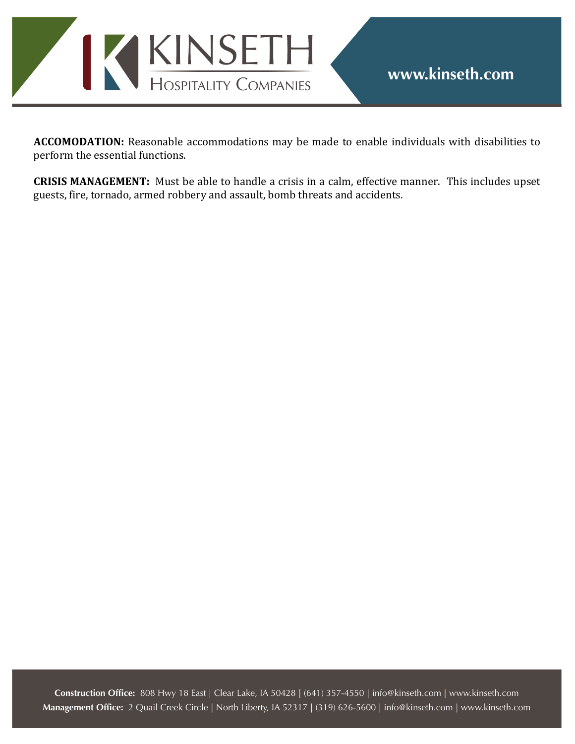**ACCOMODATION:** Reasonable accommodations may be made to enable individuals with disabilities to perform the essential functions.

**CRISIS MANAGEMENT:** Must be able to handle a crisis in a calm, effective manner. This includes upset guests, fire, tornado, armed robbery and assault, bomb threats and accidents.